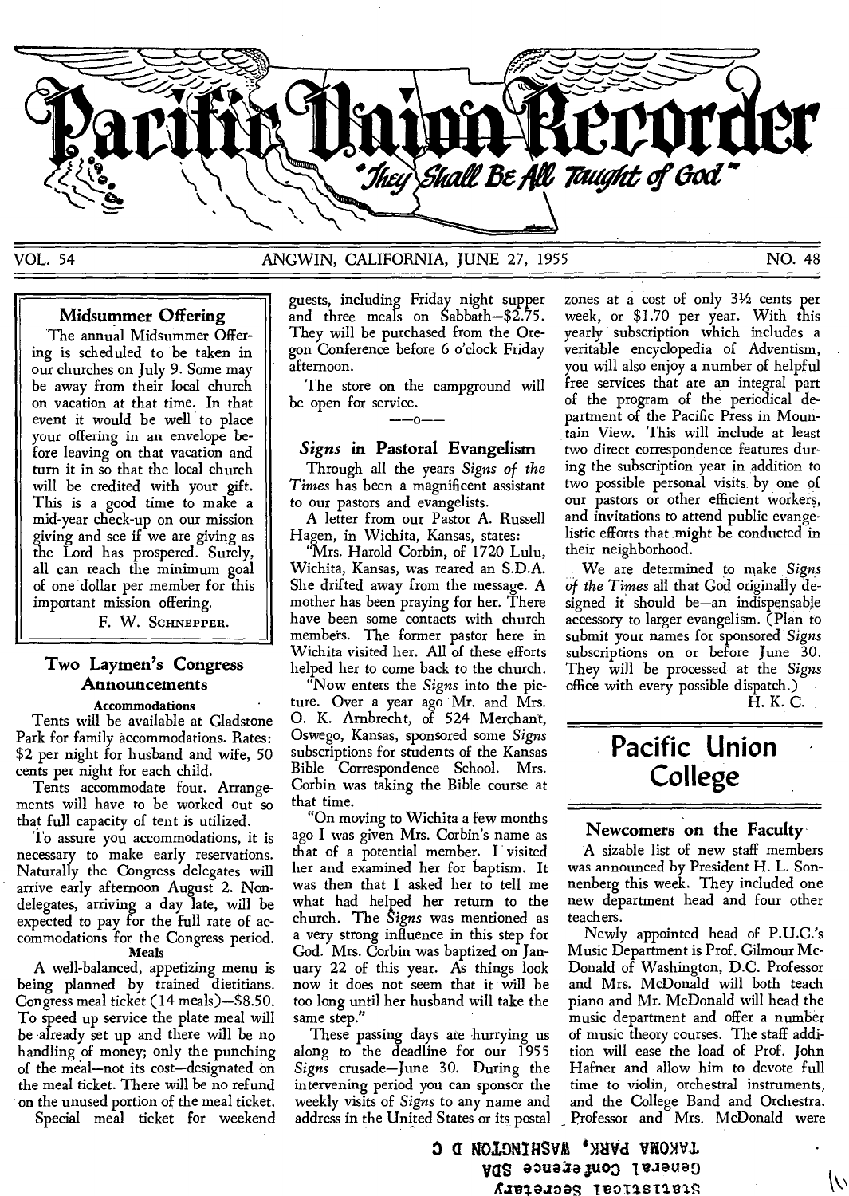# Pacific Union Recorder

*"They Shall Be All Taught of God"*

VOL. 54 ANGWIN, CALIFORNIA, JUNE 27, 1955 NO. 48

## Midsummer Offering

The annual Midsummer Offering is scheduled to be taken in our churches on July 9. Some may be away from their local church on vacation at that time. In that event it would be well to place your offering in an envelope before leaving on that vacation and turn it in so that the local church will be credited with your gift. This is a good time to make a mid-year check-up on our mission giving and see if we are giving as the Lord has prospered. Surely, all can reach the minimum goal of one dollar per member for this important mission offering.

F. W. SCHNEPPER.

## Two Laymen's Congress Announcements

### Accommodations

Tents will be available at Gladstone Park for family accommodations. Rates: $2 per night for husband and wife, 50 cents per night for each child.

Tents accommodate four. Arrangements will have to be worked out so that full capacity of tent is utilized.

To assure you accommodations, it is necessary to make early reservations. Naturally the Congress delegates will arrive early afternoon August 2. Non-delegates, arriving a day late, will be expected to pay for the full rate of accommodations for the Congress period.

### Meals

A well-balanced, appetizing menu is being planned by trained dietitians. Congress meal ticket (14 meals)—$8.50. To speed up service the plate meal will be already set up and there will be no handling of money; only the punching of the meal—not its cost—designated on the meal ticket. There will be no refund on the unused portion of the meal ticket.

Special meal ticket for weekend guests, including Friday night supper and three meals on Sabbath—$2.75. They will be purchased from the Oregon Conference before 6 o'clock Friday afternoon.

The store on the campground will be open for service.

—o—

## *Signs* in Pastoral Evangelism

Through all the years *Signs of the Times* has been a magnificent assistant to our pastors and evangelists.

A letter from our Pastor A. Russell Hagen, in Wichita, Kansas, states:

"Mrs. Harold Corbin, of 1720 Lulu, Wichita, Kansas, was reared an S.D.A. She drifted away from the message. A mother has been praying for her. There have been some contacts with church members. The former pastor here in Wichita visited her. All of these efforts helped her to come back to the church.

"Now enters the *Signs* into the picture. Over a year ago Mr. and Mrs. O. K. Arnbrecht, of 524 Merchant, Oswego, Kansas, sponsored some *Signs* subscriptions for students of the Kansas Bible Correspondence School. Mrs. Corbin was taking the Bible course at that time.

"On moving to Wichita a few months ago I was given Mrs. Corbin's name as that of a potential member. I visited her and examined her for baptism. It was then that I asked her to tell me what had helped her return to the church. The *Signs* was mentioned as a very strong influence in this step for God. Mrs. Corbin was baptized on January 22 of this year. As things look now it does not seem that it will be too long until her husband will take the same step."

These passing days are hurrying us along to the deadline for our 1955 *Signs* crusade—June 30. During the intervening period you can sponsor the weekly visits of *Signs* to any name and address in the United States or its postal zones at a cost of only 3½ cents per week, or $1.70 per year. With this yearly subscription which includes a veritable encyclopedia of Adventism, you will also enjoy a number of helpful free services that are an integral part of the program of the periodical department of the Pacific Press in Mountain View. This will include at least two direct correspondence features during the subscription year in addition to two possible personal visits by one of our pastors or other efficient workers, and invitations to attend public evangelistic efforts that might be conducted in their neighborhood.

We are determined to make *Signs of the Times* all that God originally designed it should be—an indispensable accessory to larger evangelism. (Plan to submit your names for sponsored *Signs* subscriptions on or before June 30. They will be processed at the *Signs* office with every possible dispatch.)

H. K. C.

# Pacific Union College

## Newcomers on the Faculty

A sizable list of new staff members was announced by President H. L. Sonnenberg this week. They included one new department head and four other teachers.

Newly appointed head of P.U.C.'s Music Department is Prof. Gilmour McDonald of Washington, D.C. Professor and Mrs. McDonald will both teach piano and Mr. McDonald will head the music department and offer a number of music theory courses. The staff addition will ease the load of Prof. John Hafner and allow him to devote full time to violin, orchestral instruments, and the College Band and Orchestra. Professor and Mrs. McDonald were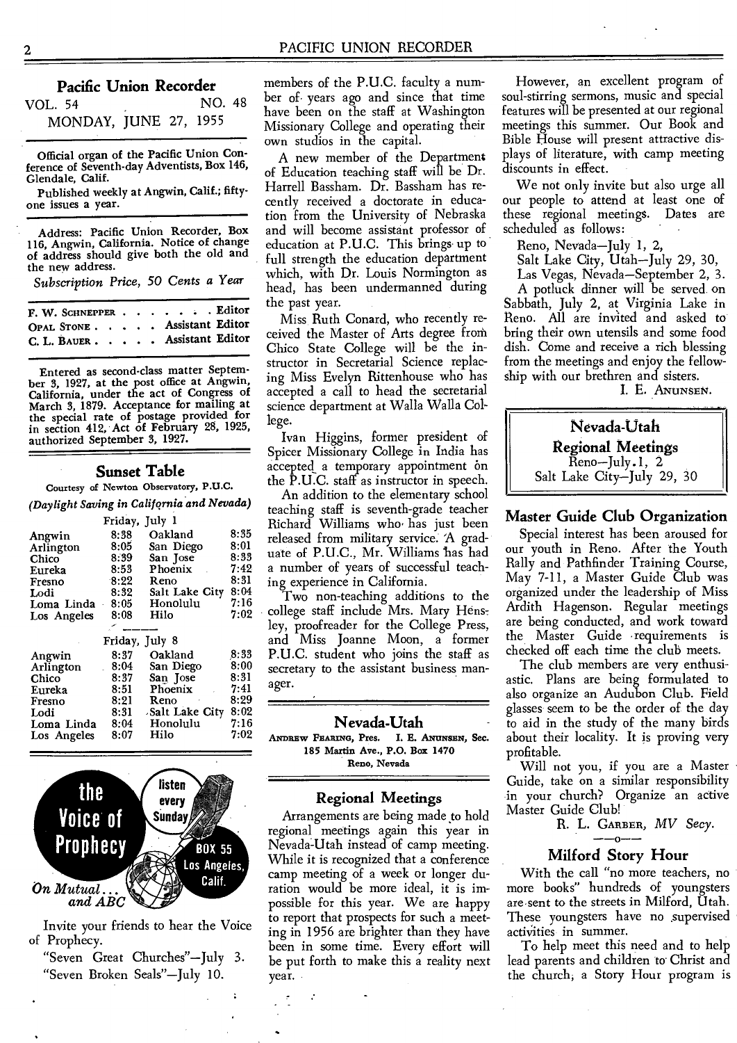## Pacific Union Recorder

VOL. 54 NO. 48

MONDAY, JUNE 27, 1955

Official organ of the Pacific Union Conference of Seventh-day Adventists, Box 146, Glendale, Calif.

Published weekly at Angwin, Calif.; fifty-one issues a year.

Address: Pacific Union Recorder, Box 116, Angwin, California. Notice of change of address should give both the old and the new address.

*Subscription Price, 50 Cents a Year*

F. W. SCHNEPPER . . . . . . . Editor
OPAL STONE . . . . . Assistant Editor
C. L. BAUER . . . . . Assistant Editor

Entered as second-class matter September 3, 1927, at the post office at Angwin, California, under the act of Congress of March 3, 1879. Acceptance for mailing at the special rate of postage provided for in section 412, Act of February 28, 1925, authorized September 3, 1927.

### Sunset Table

Courtesy of Newton Observatory, P.U.C.

*(Daylight Saving in California and Nevada)*

Friday, July 1

| | | | |
|---|---|---|---|
| Angwin | 8:38 | Oakland | 8:35 |
| Arlington | 8:05 | San Diego | 8:01 |
| Chico | 8:39 | San Jose | 8:33 |
| Eureka | 8:53 | Phoenix | 7:42 |
| Fresno | 8:22 | Reno | 8:31 |
| Lodi | 8:32 | Salt Lake City | 8:04 |
| Loma Linda | 8:05 | Honolulu | 7:16 |
| Los Angeles | 8:08 | Hilo | 7:02 |

Friday, July 8

| | | | |
|---|---|---|---|
| Angwin | 8:37 | Oakland | 8:33 |
| Arlington | 8:04 | San Diego | 8:00 |
| Chico | 8:37 | San Jose | 8:31 |
| Eureka | 8:51 | Phoenix | 7:41 |
| Fresno | 8:21 | Reno | 8:29 |
| Lodi | 8:31 | Salt Lake City | 8:02 |
| Loma Linda | 8:04 | Honolulu | 7:16 |
| Los Angeles | 8:07 | Hilo | 7:02 |

**the Voice of Prophecy** — listen every Sunday — BOX 55 Los Angeles, Calif. — *On Mutual... and ABC*

Invite your friends to hear the Voice of Prophecy.

"Seven Great Churches"—July 3.
"Seven Broken Seals"—July 10.

members of the P.U.C. faculty a number of years ago and since that time have been on the staff at Washington Missionary College and operating their own studios in the capital.

A new member of the Department of Education teaching staff will be Dr. Harrell Bassham. Dr. Bassham has recently received a doctorate in education from the University of Nebraska and will become assistant professor of education at P.U.C. This brings up to full strength the education department which, with Dr. Louis Normington as head, has been undermanned during the past year.

Miss Ruth Conard, who recently received the Master of Arts degree from Chico State College will be the instructor in Secretarial Science replacing Miss Evelyn Rittenhouse who has accepted a call to head the secretarial science department at Walla Walla College.

Ivan Higgins, former president of Spicer Missionary College in India has accepted a temporary appointment on the P.U.C. staff as instructor in speech.

An addition to the elementary school teaching staff is seventh-grade teacher Richard Williams who has just been released from military service. A graduate of P.U.C., Mr. Williams has had a number of years of successful teaching experience in California.

Two non-teaching additions to the college staff include Mrs. Mary Hensley, proofreader for the College Press, and Miss Joanne Moon, a former P.U.C. student who joins the staff as secretary to the assistant business manager.

## Nevada-Utah

ANDREW FEARING, Pres. I. E. ANUNSEN, Sec.
185 Martin Ave., P.O. Box 1470
Reno, Nevada

### Regional Meetings

Arrangements are being made to hold regional meetings again this year in Nevada-Utah instead of camp meeting. While it is recognized that a conference camp meeting of a week or longer duration would be more ideal, it is impossible for this year. We are happy to report that prospects for such a meeting in 1956 are brighter than they have been in some time. Every effort will be put forth to make this a reality next year.

However, an excellent program of soul-stirring sermons, music and special features will be presented at our regional meetings this summer. Our Book and Bible House will present attractive displays of literature, with camp meeting discounts in effect.

We not only invite but also urge all our people to attend at least one of these regional meetings. Dates are scheduled as follows:

Reno, Nevada—July 1, 2,
Salt Lake City, Utah—July 29, 30,
Las Vegas, Nevada—September 2, 3.

A potluck dinner will be served on Sabbath, July 2, at Virginia Lake in Reno. All are invited and asked to bring their own utensils and some food dish. Come and receive a rich blessing from the meetings and enjoy the fellowship with our brethren and sisters.

I. E. ANUNSEN.

**Nevada-Utah Regional Meetings**
Reno—July 1, 2
Salt Lake City—July 29, 30

### Master Guide Club Organization

Special interest has been aroused for our youth in Reno. After the Youth Rally and Pathfinder Training Course, May 7-11, a Master Guide Club was organized under the leadership of Miss Ardith Hagenson. Regular meetings are being conducted, and work toward the Master Guide requirements is checked off each time the club meets.

The club members are very enthusiastic. Plans are being formulated to also organize an Audubon Club. Field glasses seem to be the order of the day to aid in the study of the many birds about their locality. It is proving very profitable.

Will not you, if you are a Master Guide, take on a similar responsibility in your church? Organize an active Master Guide Club!

R. L. GARBER, *MV Secy.*

—o—

### Milford Story Hour

With the call "no more teachers, no more books" hundreds of youngsters are sent to the streets in Milford, Utah. These youngsters have no supervised activities in summer.

To help meet this need and to help lead parents and children to Christ and the church, a Story Hour program is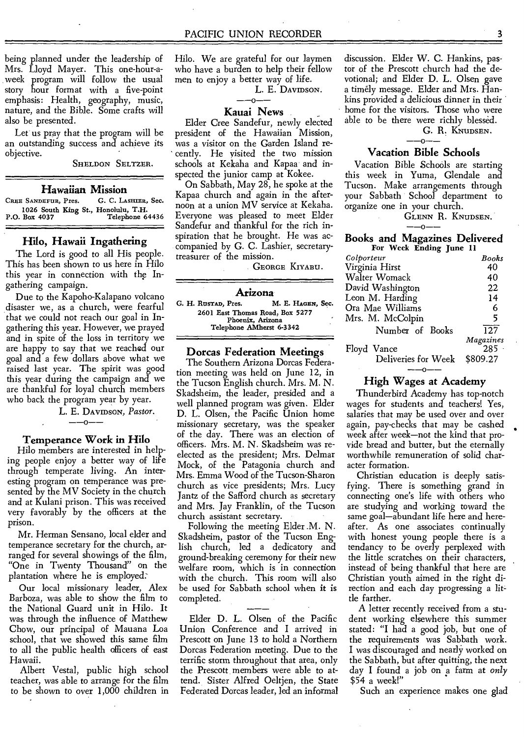being planned under the leadership of Mrs. Lloyd Mayer. This one-hour-a-week program will follow the usual story hour format with a five-point emphasis: Health, geography, music, nature, and the Bible. Some crafts will also be presented.

Let us pray that the program will be an outstanding success and achieve its objective.

SHELDON SELTZER.

## Hawaiian Mission

CREE SANDEFUR, Pres. G. C. LASHIER, Sec.
1026 South King St., Honolulu, T.H.
P.O. Box 4037 Telephone 64436

### Hilo, Hawaii Ingathering

The Lord is good to all His people. This has been shown to us here in Hilo this year in connection with the Ingathering campaign.

Due to the Kapoho-Kalapano volcano disaster we, as a church, were fearful that we could not reach our goal in Ingathering this year. However, we prayed and in spite of the loss in territory we are happy to say that we reached our goal and a few dollars above what we raised last year. The spirit was good this year during the campaign and we are thankful for loyal church members who back the program year by year.

L. E. DAVIDSON, *Pastor.*

### Temperance Work in Hilo

Hilo members are interested in helping people enjoy a better way of life through temperate living. An interesting program on temperance was presented by the MV Society in the church and at Kulani prison. This was received very favorably by the officers at the prison.

Mr. Herman Sensano, local elder and temperance secretary for the church, arranged for several showings of the film, "One in Twenty Thousand" on the plantation where he is employed.

Our local missionary leader, Alex Barboza, was able to show the film to the National Guard unit in Hilo. It was through the influence of Matthew Chow, our principal of Mauana Loa school, that we showed this same film to all the public health officers of east Hawaii.

Albert Vestal, public high school teacher, was able to arrange for the film to be shown to over 1,000 children in Hilo. We are grateful for our laymen who have a burden to help their fellow men to enjoy a better way of life.

L. E. DAVIDSON.

### Kauai News

Elder Cree Sandefur, newly elected president of the Hawaiian Mission, was a visitor on the Garden Island recently. He visited the two mission schools at Kekaha and Kapaa and inspected the junior camp at Kokee.

On Sabbath, May 28, he spoke at the Kapaa church and again in the afternoon at a union MV service at Kekaha. Everyone was pleased to meet Elder Sandefur and thankful for the rich inspiration that he brought. He was accompanied by G. C. Lashier, secretary-treasurer of the mission.

GEORGE KIYABU.

## Arizona

G. H. RUSTAD, Pres. M. E. HAGEN, Sec.
2601 East Thomas Road, Box 5277
Phoenix, Arizona
Telephone AMherst 6-3342

### Dorcas Federation Meetings

The Southern Arizona Dorcas Federation meeting was held on June 12, in the Tucson English church. Mrs. M. N. Skadsheim, the leader, presided and a well planned program was given. Elder D. L. Olsen, the Pacific Union home missionary secretary, was the speaker of the day. There was an election of officers. Mrs. M. N. Skadsheim was re-elected as the president; Mrs. Delmar Mock, of the Patagonia church and Mrs. Emma Wood of the Tucson-Sharon church as vice presidents; Mrs. Lucy Jantz of the Safford church as secretary and Mrs. Jay Franklin, of the Tucson church assistant secretary.

Following the meeting Elder M. N. Skadsheim, pastor of the Tucson English church, led a dedicatory and ground-breaking ceremony for their new welfare room, which is in connection with the church. This room will also be used for Sabbath school when it is completed.

Elder D. L. Olsen of the Pacific Union Conference and I arrived in Prescott on June 13 to hold a Northern Dorcas Federation meeting. Due to the terrific storm throughout that area, only the Prescott members were able to attend. Sister Alfred Oeltjen, the State Federated Dorcas leader, led an informal discussion. Elder W. C. Hankins, pastor of the Prescott church had the devotional; and Elder D. L. Olsen gave a timely message. Elder and Mrs. Hankins provided a delicious dinner in their home for the visitors. Those who were able to be there were richly blessed.

G. R. KNUDSEN.

### Vacation Bible Schools

Vacation Bible Schools are starting this week in Yuma, Glendale and Tucson. Make arrangements through your Sabbath School department to organize one in your church.

GLENN R. KNUDSEN.

### Books and Magazines Delivered

For Week Ending June 11

| *Colporteur* | *Books* |
|---|---|
| Virginia Hirst | 40 |
| Walter Womack | 40 |
| David Washington | 22 |
| Leon M. Harding | 14 |
| Ora Mae Williams | 6 |
| Mrs. M. McColpin | 5 |
| Number of Books | 127 |
| | *Magazines* |
| Floyd Vance | 285 |
| Deliveries for Week | $809.27 |

### High Wages at Academy

Thunderbird Academy has top-notch wages for students and teachers! Yes, salaries that may be used over and over again, pay-checks that may be cashed week after week—not the kind that provide bread and butter, but the eternally worthwhile remuneration of solid character formation.

Christian education is deeply satisfying. There is something grand in connecting one's life with others who are studying and working toward the same goal—abundant life here and hereafter. As one associates continually with honest young people there is a tendancy to be overly perplexed with the little scratches on their characters, instead of being thankful that here are Christian youth aimed in the right direction and each day progressing a little farther.

A letter recently received from a student working elsewhere this summer stated: "I had a good job, but one of the requirements was Sabbath work. I was discouraged and nearly worked on the Sabbath, but after quitting, the next day I found a job on a farm at *only* $54 a week!"

Such an experience makes one glad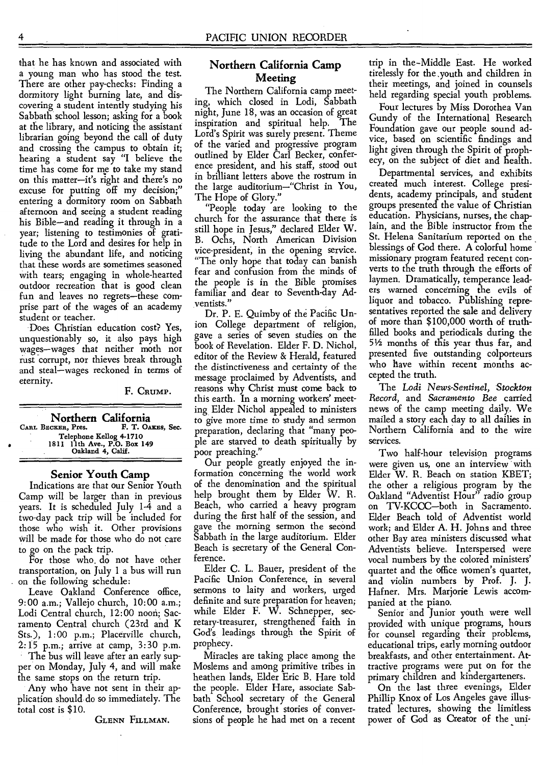that he has known and associated with a young man who has stood the test. There are other pay-checks: Finding a dormitory light burning late, and discovering a student intently studying his Sabbath school lesson; asking for a book at the library, and noticing the assistant librarian going beyond the call of duty and crossing the campus to obtain it; hearing a student say "I believe the time has come for me to take my stand on this matter—it's right and there's no excuse for putting off my decision;" entering a dormitory room on Sabbath afternoon and seeing a student reading his Bible—and reading it through in a year; listening to testimonies of gratitude to the Lord and desires for help in living the abundant life, and noticing that these words are sometimes seasoned with tears; engaging in whole-hearted outdoor recreation that is good clean fun and leaves no regrets—these comprise part of the wages of an academy student or teacher.

Does Christian education cost? Yes, unquestionably so, it also pays high wages—wages that neither moth nor rust corrupt, nor thieves break through and steal—wages reckoned in terms of eternity.

F. CRUMP.

## Northern California

CARL BECKER, Pres. F. T. OAKES, Sec.
Telephone Kellog 4-1710
1811 11th Ave., P.O. Box 149
Oakland 4, Calif.

### Senior Youth Camp

Indications are that our Senior Youth Camp will be larger than in previous years. It is scheduled July 1-4 and a two-day pack trip will be included for those who wish it. Other provisions will be made for those who do not care to go on the pack trip.

For those who do not have other transportation, on July 1 a bus will run on the following schedule:

Leave Oakland Conference office, 9:00 a.m.; Vallejo church, 10:00 a.m.; Lodi Central church, 12:00 noon; Sacramento Central church (23rd and K Sts.), 1:00 p.m.; Placerville church, 2:15 p.m.; arrive at camp, 3:30 p.m.

The bus will leave after an early supper on Monday, July 4, and will make the same stops on the return trip.

Any who have not sent in their application should do so immediately. The total cost is $10.

GLENN FILLMAN.

### Northern California Camp Meeting

The Northern California camp meeting, which closed in Lodi, Sabbath night, June 18, was an occasion of great inspiration and spiritual help. The Lord's Spirit was surely present. Theme of the varied and progressive program outlined by Elder Carl Becker, conference president, and his staff, stood out in brilliant letters above the rostrum in the large auditorium—"Christ in You, The Hope of Glory."

"People today are looking to the church for the assurance that there is still hope in Jesus," declared Elder W. B. Ochs, North American Division vice-president, in the opening service. "The only hope that today can banish fear and confusion from the minds of the people is in the Bible promises familiar and dear to Seventh-day Adventists."

Dr. P. E. Quimby of the Pacific Union College department of religion, gave a series of seven studies on the book of Revelation. Elder F. D. Nichol, editor of the Review & Herald, featured the distinctiveness and certainty of the message proclaimed by Adventists, and reasons why Christ must come back to this earth. In a morning workers' meeting Elder Nichol appealed to ministers to give more time to study and sermon preparation, declaring that "many people are starved to death spiritually by poor preaching."

Our people greatly enjoyed the information concerning the world work of the denomination and the spiritual help brought them by Elder W. R. Beach, who carried a heavy program during the first half of the session, and gave the morning sermon the second Sabbath in the large auditorium. Elder Beach is secretary of the General Conference.

Elder C. L. Bauer, president of the Pacific Union Conference, in several sermons to laity and workers, urged definite and sure preparation for heaven; while Elder F. W. Schnepper, secretary-treasurer, strengthened faith in God's leadings through the Spirit of prophecy.

Miracles are taking place among the Moslems and among primitive tribes in heathen lands, Elder Eric B. Hare told the people. Elder Hare, associate Sabbath School secretary of the General Conference, brought stories of conversions of people he had met on a recent trip in the Middle East. He worked tirelessly for the youth and children in their meetings, and joined in counsels held regarding special youth problems.

Four lectures by Miss Dorothea Van Gundy of the International Research Foundation gave our people sound advice, based on scientific findings and light given through the Spirit of prophecy, on the subject of diet and health.

Departmental services, and exhibits created much interest. College presidents, academy principals, and student groups presented the value of Christian education. Physicians, nurses, the chaplain, and the Bible instructor from the St. Helena Sanitarium reported on the blessings of God there. A colorful home missionary program featured recent converts to the truth through the efforts of laymen. Dramatically, temperance leaders warned concerning the evils of liquor and tobacco. Publishing representatives reported the sale and delivery of more than $100,000 worth of truth-filled books and periodicals during the 5½ months of this year thus far, and presented five outstanding colporteurs who have within recent months accepted the truth.

The *Lodi News-Sentinel*, *Stockton Record*, and *Sacramento Bee* carried news of the camp meeting daily. We mailed a story each day to all dailies in Northern California and to the wire services.

Two half-hour television programs were given us, one an interview with Elder W. R. Beach on station KBET; the other a religious program by the Oakland "Adventist Hour" radio group on TV-KCCC—both in Sacramento. Elder Beach told of Adventist world work; and Elder A. H. Johns and three other Bay area ministers discussed what Adventists believe. Interspersed were vocal numbers by the colored ministers' quartet and the office women's quartet, and violin numbers by Prof. J. J. Hafner. Mrs. Marjorie Lewis accompanied at the piano.

Senior and Junior youth were well provided with unique programs, hours for counsel regarding their problems, educational trips, early morning outdoor breakfasts, and other entertainment. Attractive programs were put on for the primary children and kindergarteners.

On the last three evenings, Elder Phillip Knox of Los Angeles gave illustrated lectures, showing the limitless power of God as Creator of the uni-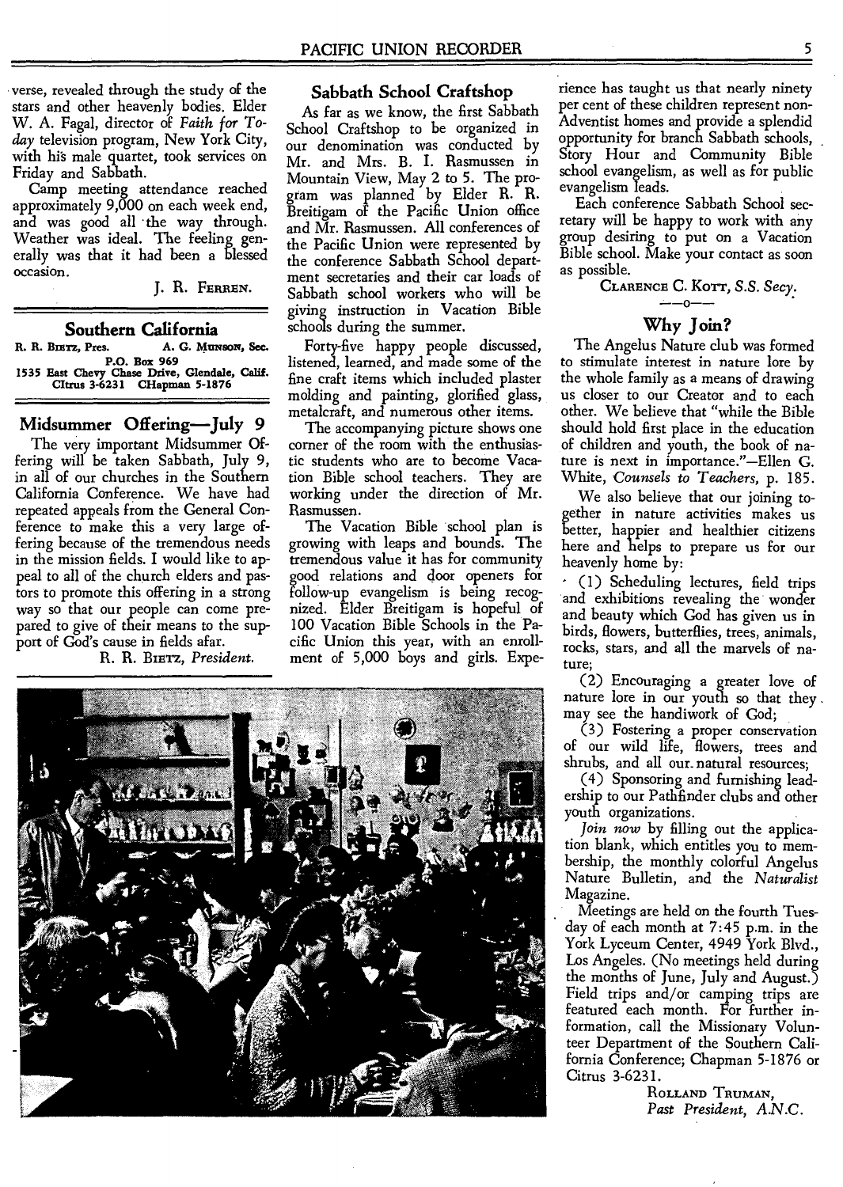verse, revealed through the study of the stars and other heavenly bodies. Elder W. A. Fagal, director of *Faith for Today* television program, New York City, with his male quartet, took services on Friday and Sabbath.

Camp meeting attendance reached approximately 9,000 on each week end, and was good all the way through. Weather was ideal. The feeling generally was that it had been a blessed occasion.

J. R. FERREN.

## Southern California

R. R. BIETZ, Pres. A. G. MUNSON, Sec.
P.O. Box 969
1535 East Chevy Chase Drive, Glendale, Calif.
CItrus 3-6231 CHapman 5-1876

### Midsummer Offering—July 9

The very important Midsummer Offering will be taken Sabbath, July 9, in all of our churches in the Southern California Conference. We have had repeated appeals from the General Conference to make this a very large offering because of the tremendous needs in the mission fields. I would like to appeal to all of the church elders and pastors to promote this offering in a strong way so that our people can come prepared to give of their means to the support of God's cause in fields afar.

R. R. BIETZ, *President*.

### Sabbath School Craftshop

As far as we know, the first Sabbath School Craftshop to be organized in our denomination was conducted by Mr. and Mrs. B. I. Rasmussen in Mountain View, May 2 to 5. The program was planned by Elder R. R. Breitigam of the Pacific Union office and Mr. Rasmussen. All conferences of the Pacific Union were represented by the conference Sabbath School department secretaries and their car loads of Sabbath school workers who will be giving instruction in Vacation Bible schools during the summer.

Forty-five happy people discussed, listened, learned, and made some of the fine craft items which included plaster molding and painting, glorified glass, metalcraft, and numerous other items.

The accompanying picture shows one corner of the room with the enthusiastic students who are to become Vacation Bible school teachers. They are working under the direction of Mr. Rasmussen.

The Vacation Bible school plan is growing with leaps and bounds. The tremendous value it has for community good relations and door openers for follow-up evangelism is being recognized. Elder Breitigam is hopeful of 100 Vacation Bible Schools in the Pacific Union this year, with an enrollment of 5,000 boys and girls. Experience has taught us that nearly ninety per cent of these children represent non-Adventist homes and provide a splendid opportunity for branch Sabbath schools, Story Hour and Community Bible school evangelism, as well as for public evangelism leads.

Each conference Sabbath School secretary will be happy to work with any group desiring to put on a Vacation Bible school. Make your contact as soon as possible.

CLARENCE C. KOTT, *S.S. Secy.*

—o—

### Why Join?

The Angelus Nature club was formed to stimulate interest in nature lore by the whole family as a means of drawing us closer to our Creator and to each other. We believe that "while the Bible should hold first place in the education of children and youth, the book of nature is next in importance."—Ellen G. White, *Counsels to Teachers*, p. 185.

We also believe that our joining together in nature activities makes us better, happier and healthier citizens here and helps to prepare us for our heavenly home by:

(1) Scheduling lectures, field trips and exhibitions revealing the wonder and beauty which God has given us in birds, flowers, butterflies, trees, animals, rocks, stars, and all the marvels of nature;

(2) Encouraging a greater love of nature lore in our youth so that they may see the handiwork of God;

(3) Fostering a proper conservation of our wild life, flowers, trees and shrubs, and all our natural resources;

(4) Sponsoring and furnishing leadership to our Pathfinder clubs and other youth organizations.

*Join now* by filling out the application blank, which entitles you to membership, the monthly colorful Angelus Nature Bulletin, and the *Naturalist* Magazine.

Meetings are held on the fourth Tuesday of each month at 7:45 p.m. in the York Lyceum Center, 4949 York Blvd., Los Angeles. (No meetings held during the months of June, July and August.) Field trips and/or camping trips are featured each month. For further information, call the Missionary Volunteer Department of the Southern California Conference; Chapman 5-1876 or Citrus 3-6231.

ROLLAND TRUMAN,
*Past President, A.N.C.*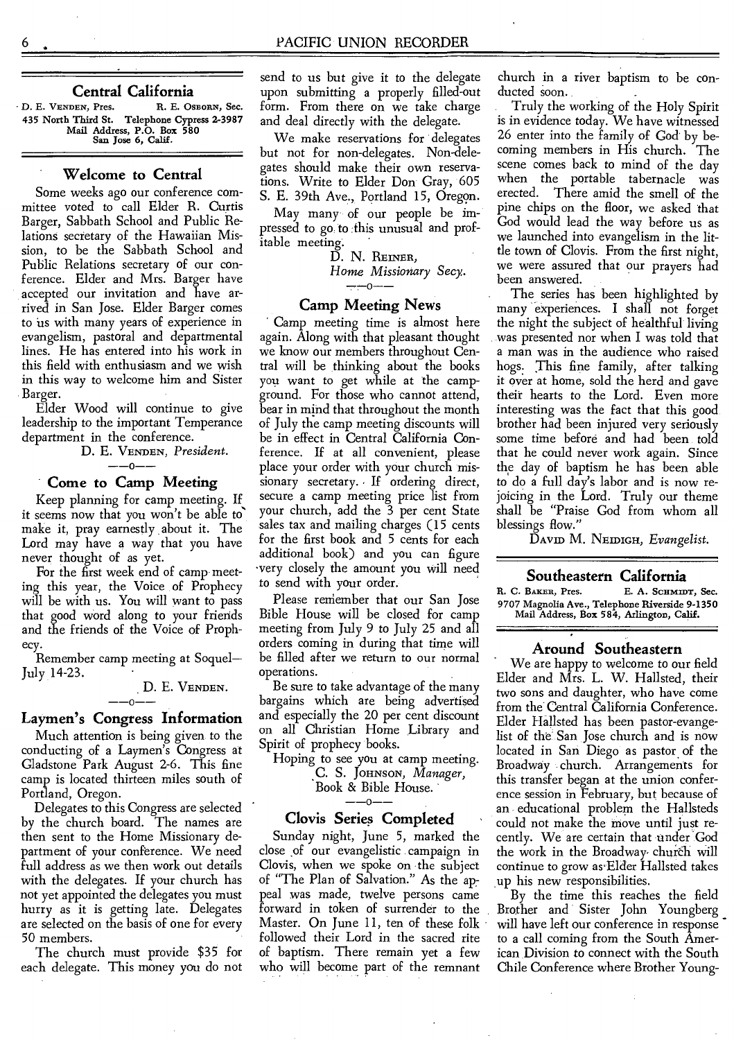## Central California

D. E. VENDEN, Pres. R. E. OSBORN, Sec.
435 North Third St. Telephone Cypress 2-3987
Mail Address, P.O. Box 580
San Jose 6, Calif.

### Welcome to Central

Some weeks ago our conference committee voted to call Elder R. Curtis Barger, Sabbath School and Public Relations secretary of the Hawaiian Mission, to be the Sabbath School and Public Relations secretary of our conference. Elder and Mrs. Barger have accepted our invitation and have arrived in San Jose. Elder Barger comes to us with many years of experience in evangelism, pastoral and departmental lines. He has entered into his work in this field with enthusiasm and we wish in this way to welcome him and Sister Barger.

Elder Wood will continue to give leadership to the important Temperance department in the conference.

D. E. VENDEN, *President.*

—o—

### Come to Camp Meeting

Keep planning for camp meeting. If it seems now that you won't be able to make it, pray earnestly about it. The Lord may have a way that you have never thought of as yet.

For the first week end of camp meeting this year, the Voice of Prophecy will be with us. You will want to pass that good word along to your friends and the friends of the Voice of Prophecy.

Remember camp meeting at Soquel—July 14-23.

D. E. VENDEN.

—o—

### Laymen's Congress Information

Much attention is being given to the conducting of a Laymen's Congress at Gladstone Park August 2-6. This fine camp is located thirteen miles south of Portland, Oregon.

Delegates to this Congress are selected by the church board. The names are then sent to the Home Missionary department of your conference. We need full address as we then work out details with the delegates. If your church has not yet appointed the delegates you must hurry as it is getting late. Delegates are selected on the basis of one for every 50 members.

The church must provide $35 for each delegate. This money you do not send to us but give it to the delegate upon submitting a properly filled-out form. From there on we take charge and deal directly with the delegate.

We make reservations for delegates but not for non-delegates. Non-delegates should make their own reservations. Write to Elder Don Gray, 605 S. E. 39th Ave., Portland 15, Oregon.

May many of our people be impressed to go to this unusual and profitable meeting.

D. N. REINER,
*Home Missionary Secy.*

—o—

### Camp Meeting News

Camp meeting time is almost here again. Along with that pleasant thought we know our members throughout Central will be thinking about the books you want to get while at the campground. For those who cannot attend, bear in mind that throughout the month of July the camp meeting discounts will be in effect in Central California Conference. If at all convenient, please place your order with your church missionary secretary. If ordering direct, secure a camp meeting price list from your church, add the 3 per cent State sales tax and mailing charges (15 cents for the first book and 5 cents for each additional book) and you can figure very closely the amount you will need to send with your order.

Please remember that our San Jose Bible House will be closed for camp meeting from July 9 to July 25 and all orders coming in during that time will be filled after we return to our normal operations.

Be sure to take advantage of the many bargains which are being advertised and especially the 20 per cent discount on all Christian Home Library and Spirit of prophecy books.

Hoping to see you at camp meeting.

C. S. JOHNSON, *Manager,*
Book & Bible House.

—o—

### Clovis Series Completed

Sunday night, June 5, marked the close of our evangelistic campaign in Clovis, when we spoke on the subject of "The Plan of Salvation." As the appeal was made, twelve persons came forward in token of surrender to the Master. On June 11, ten of these folk followed their Lord in the sacred rite of baptism. There remain yet a few who will become part of the remnant church in a river baptism to be conducted soon.

Truly the working of the Holy Spirit is in evidence today. We have witnessed 26 enter into the family of God by becoming members in His church. The scene comes back to mind of the day when the portable tabernacle was erected. There amid the smell of the pine chips on the floor, we asked that God would lead the way before us as we launched into evangelism in the little town of Clovis. From the first night, we were assured that our prayers had been answered.

The series has been highlighted by many experiences. I shall not forget the night the subject of healthful living was presented nor when I was told that a man was in the audience who raised hogs. This fine family, after talking it over at home, sold the herd and gave their hearts to the Lord. Even more interesting was the fact that this good brother had been injured very seriously some time before and had been told that he could never work again. Since the day of baptism he has been able to do a full day's labor and is now rejoicing in the Lord. Truly our theme shall be "Praise God from whom all blessings flow."

DAVID M. NEIDIGH, *Evangelist.*

## Southeastern California

R. C. BAKER, Pres. E. A. SCHMIDT, Sec.
9707 Magnolia Ave., Telephone Riverside 9-1350
Mail Address, Box 584, Arlington, Calif.

### Around Southeastern

We are happy to welcome to our field Elder and Mrs. L. W. Hallsted, their two sons and daughter, who have come from the Central California Conference. Elder Hallsted has been pastor-evangelist of the San Jose church and is now located in San Diego as pastor of the Broadway church. Arrangements for this transfer began at the union conference session in February, but because of an educational problem the Hallsteds could not make the move until just recently. We are certain that under God the work in the Broadway church will continue to grow as Elder Hallsted takes up his new responsibilities.

By the time this reaches the field Brother and Sister John Youngberg will have left our conference in response to a call coming from the South American Division to connect with the South Chile Conference where Brother Young-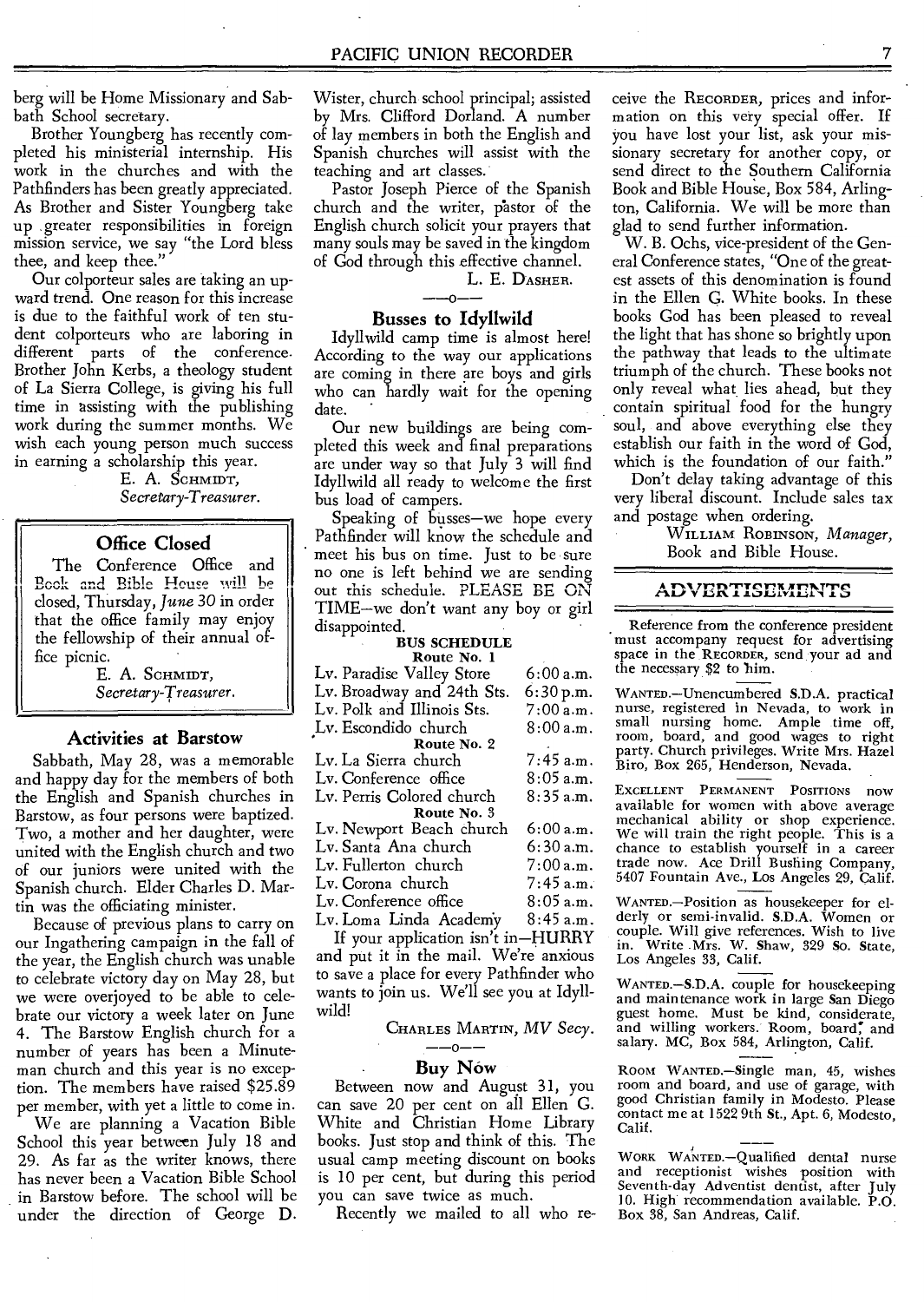berg will be Home Missionary and Sabbath School secretary.

Brother Youngberg has recently completed his ministerial internship. His work in the churches and with the Pathfinders has been greatly appreciated. As Brother and Sister Youngberg take up greater responsibilities in foreign mission service, we say "the Lord bless thee, and keep thee."

Our colporteur sales are taking an upward trend. One reason for this increase is due to the faithful work of ten student colporteurs who are laboring in different parts of the conference. Brother John Kerbs, a theology student of La Sierra College, is giving his full time in assisting with the publishing work during the summer months. We wish each young person much success in earning a scholarship this year.

E. A. SCHMIDT,
*Secretary-Treasurer.*

## Office Closed

The Conference Office and Book and Bible House will be closed, Thursday, *June* 30 in order that the office family may enjoy the fellowship of their annual office picnic.

E. A. SCHMIDT,
*Secretary-Treasurer.*

## Activities at Barstow

Sabbath, May 28, was a memorable and happy day for the members of both the English and Spanish churches in Barstow, as four persons were baptized. Two, a mother and her daughter, were united with the English church and two of our juniors were united with the Spanish church. Elder Charles D. Martin was the officiating minister.

Because of previous plans to carry on our Ingathering campaign in the fall of the year, the English church was unable to celebrate victory day on May 28, but we were overjoyed to be able to celebrate our victory a week later on June 4. The Barstow English church for a number of years has been a Minuteman church and this year is no exception. The members have raised $25.89 per member, with yet a little to come in.

We are planning a Vacation Bible School this year between July 18 and 29. As far as the writer knows, there has never been a Vacation Bible School in Barstow before. The school will be under the direction of George D. Wister, church school principal; assisted by Mrs. Clifford Dorland. A number of lay members in both the English and Spanish churches will assist with the teaching and art classes.

Pastor Joseph Pierce of the Spanish church and the writer, pastor of the English church solicit your prayers that many souls may be saved in the kingdom of God through this effective channel.

L. E. DASHER.

—o—

## Busses to Idyllwild

Idyllwild camp time is almost here! According to the way our applications are coming in there are boys and girls who can hardly wait for the opening date.

Our new buildings are being completed this week and final preparations are under way so that July 3 will find Idyllwild all ready to welcome the first bus load of campers.

Speaking of busses—we hope every Pathfinder will know the schedule and meet his bus on time. Just to be sure no one is left behind we are sending out this schedule. PLEASE BE ON TIME—we don't want any boy or girl disappointed.

**BUS SCHEDULE**

**Route No. 1**

| | |
|---|---|
| Lv. Paradise Valley Store | 6:00 a.m. |
| Lv. Broadway and 24th Sts. | 6:30 p.m. |
| Lv. Polk and Illinois Sts. | 7:00 a.m. |
| Lv. Escondido church | 8:00 a.m. |

**Route No. 2**

| | |
|---|---|
| Lv. La Sierra church | 7:45 a.m. |
| Lv. Conference office | 8:05 a.m. |
| Lv. Perris Colored church | 8:35 a.m. |

**Route No. 3**

| | |
|---|---|
| Lv. Newport Beach church | 6:00 a.m. |
| Lv. Santa Ana church | 6:30 a.m. |
| Lv. Fullerton church | 7:00 a.m. |
| Lv. Corona church | 7:45 a.m. |
| Lv. Conference office | 8:05 a.m. |
| Lv. Loma Linda Academy | 8:45 a.m. |

If your application isn't in—HURRY and put it in the mail. We're anxious to save a place for every Pathfinder who wants to join us. We'll see you at Idyllwild!

CHARLES MARTIN, *MV Secy.*

—o—

## Buy Now

Between now and August 31, you can save 20 per cent on all Ellen G. White and Christian Home Library books. Just stop and think of this. The usual camp meeting discount on books is 10 per cent, but during this period you can save twice as much.

Recently we mailed to all who receive the RECORDER, prices and information on this very special offer. If you have lost your list, ask your missionary secretary for another copy, or send direct to the Southern California Book and Bible House, Box 584, Arlington, California. We will be more than glad to send further information.

W. B. Ochs, vice-president of the General Conference states, "One of the greatest assets of this denomination is found in the Ellen G. White books. In these books God has been pleased to reveal the light that has shone so brightly upon the pathway that leads to the ultimate triumph of the church. These books not only reveal what lies ahead, but they contain spiritual food for the hungry soul, and above everything else they establish our faith in the word of God, which is the foundation of our faith."

Don't delay taking advantage of this very liberal discount. Include sales tax and postage when ordering.

WILLIAM ROBINSON, *Manager,*
Book and Bible House.

## ADVERTISEMENTS

Reference from the conference president must accompany request for advertising space in the RECORDER, send your ad and the necessary $2 to him.

WANTED.—Unencumbered S.D.A. practical nurse, registered in Nevada, to work in small nursing home. Ample time off, room, board, and good wages to right party. Church privileges. Write Mrs. Hazel Biro, Box 265, Henderson, Nevada.

EXCELLENT PERMANENT POSITIONS now available for women with above average mechanical ability or shop experience. We will train the right people. This is a chance to establish yourself in a career trade now. Ace Drill Bushing Company, 5407 Fountain Ave., Los Angeles 29, Calif.

WANTED.—Position as housekeeper for elderly or semi-invalid. S.D.A. Women or couple. Will give references. Wish to live in. Write Mrs. W. Shaw, 329 So. State, Los Angeles 33, Calif.

WANTED.—S.D.A. couple for housekeeping and maintenance work in large San Diego guest home. Must be kind, considerate, and willing workers. Room, board, and salary. MC, Box 584, Arlington, Calif.

ROOM WANTED.—Single man, 45, wishes room and board, and use of garage, with good Christian family in Modesto. Please contact me at 1522 9th St., Apt. 6, Modesto, Calif.

WORK WANTED.—Qualified dental nurse and receptionist wishes position with Seventh-day Adventist dentist, after July 10. High recommendation available. P.O. Box 38, San Andreas, Calif.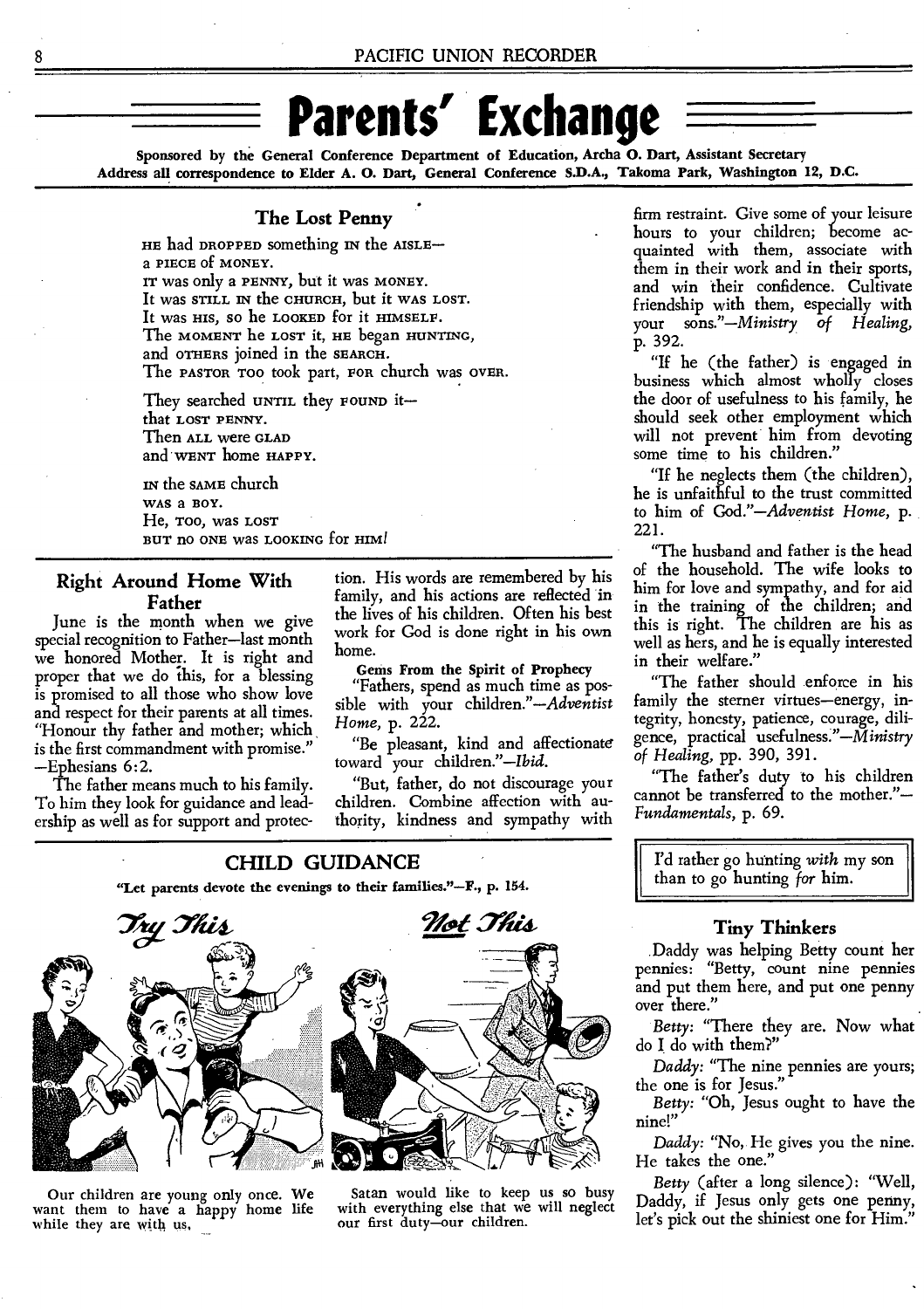# Parents' Exchange

**Sponsored by the General Conference Department of Education, Archa O. Dart, Assistant Secretary**
**Address all correspondence to Elder A. O. Dart, General Conference S.D.A., Takoma Park, Washington 12, D.C.**

## The Lost Penny

HE had DROPPED something IN the AISLE—
a PIECE of MONEY.
IT was only a PENNY, but it was MONEY.
It was STILL IN the CHURCH, but it WAS LOST.
It was HIS, so he LOOKED for it HIMSELF.
The MOMENT he LOST it, HE began HUNTING,
and OTHERS joined in the SEARCH.
The PASTOR TOO took part, FOR church was OVER.

They searched UNTIL they FOUND it—
that LOST PENNY.
Then ALL were GLAD
and WENT home HAPPY.

IN the SAME church
WAS A BOY.
He, TOO, was LOST
BUT no ONE was LOOKING for HIM!

## Right Around Home With Father

June is the month when we give special recognition to Father—last month we honored Mother. It is right and proper that we do this, for a blessing is promised to all those who show love and respect for their parents at all times. "Honour thy father and mother; which is the first commandment with promise." —Ephesians 6:2.

The father means much to his family. To him they look for guidance and leadership as well as for support and protection. His words are remembered by his family, and his actions are reflected in the lives of his children. Often his best work for God is done right in his own home.

**Gems From the Spirit of Prophecy**

"Fathers, spend as much time as possible with your children."—*Adventist Home*, p. 222.

"Be pleasant, kind and affectionate toward your children."—*Ibid.*

"But, father, do not discourage your children. Combine affection with authority, kindness and sympathy with firm restraint. Give some of your leisure hours to your children; become acquainted with them, associate with them in their work and in their sports, and win their confidence. Cultivate friendship with them, especially with your sons."—*Ministry of Healing*, p. 392.

"If he (the father) is engaged in business which almost wholly closes the door of usefulness to his family, he should seek other employment which will not prevent him from devoting some time to his children."

"If he neglects them (the children), he is unfaithful to the trust committed to him of God."—*Adventist Home*, p. 221.

"The husband and father is the head of the household. The wife looks to him for love and sympathy, and for aid in the training of the children; and this is right. The children are his as well as hers, and he is equally interested in their welfare."

"The father should enforce in his family the sterner virtues—energy, integrity, honesty, patience, courage, diligence, practical usefulness."—*Ministry of Healing*, pp. 390, 391.

"The father's duty to his children cannot be transferred to the mother."—*Fundamentals*, p. 69.

## CHILD GUIDANCE

**"Let parents devote the evenings to their families."—F., p. 154.**

*Try This*

Our children are young only once. We want them to have a happy home life while they are with us.

*Not This*

Satan would like to keep us so busy with everything else that we will neglect our first duty—our children.

I'd rather go hunting *with* my son than to go hunting *for* him.

## Tiny Thinkers

Daddy was helping Betty count her pennies: "Betty, count nine pennies and put them here, and put one penny over there."

*Betty*: "There they are. Now what do I do with them?"

*Daddy*: "The nine pennies are yours; the one is for Jesus."

*Betty*: "Oh, Jesus ought to have the nine!"

*Daddy*: "No, He gives you the nine. He takes the one."

*Betty* (after a long silence): "Well, Daddy, if Jesus only gets one penny, let's pick out the shiniest one for Him."